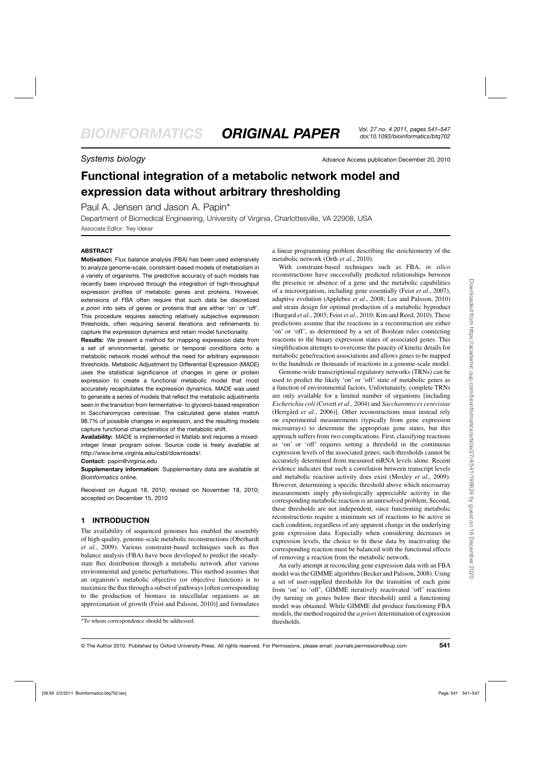Systems biology

# Functional integration of a metabolic network model and expression data without arbitrary thresholding

Paul A. Jensen and Jason A. Papin*

Department of Biomedical Engineering, University of Virginia, Charlottesville, VA 22908, USA

Associate Editor: Trey Ideker

## ABSTRACT

**Motivation:** Flux balance analysis (FBA) has been used extensively to analyze genome-scale, constraint-based models of metabolism in a variety of organisms. The predictive accuracy of such models has recently been improved through the integration of high-throughput expression profiles of metabolic genes and proteins. However, extensions of FBA often require that such data be discretized *a priori* into sets of genes or proteins that are either 'on' or 'off'. This procedure requires selecting relatively subjective expression thresholds, often requiring several iterations and refinements to capture the expression dynamics and retain model functionality.

**Results:** We present a method for mapping expression data from a set of environmental, genetic or temporal conditions onto a metabolic network model without the need for arbitrary expression thresholds. Metabolic Adjustment by Differential Expression (MADE) uses the statistical significance of changes in gene or protein expression to create a functional metabolic model that most accurately recapitulates the expression dynamics. MADE was used to generate a series of models that reflect the metabolic adjustments seen in the transition from fermentative- to glycerol-based respiration in *Saccharomyces cerevisiae*. The calculated gene states match 98.7% of possible changes in expression, and the resulting models capture functional characteristics of the metabolic shift.

**Availability:** MADE is implemented in Matlab and requires a mixed-integer linear program solver. Source code is freely available at http://www.bme.virginia.edu/csbl/downloads/.

**Contact:** papin@virginia.edu

**Supplementary information:** Supplementary data are available at *Bioinformatics* online.

Received on August 18, 2010; revised on November 18, 2010; accepted on December 15, 2010

## 1 INTRODUCTION

The availability of sequenced genomes has enabled the assembly of high-quality, genome-scale metabolic reconstructions (Oberhardt *et al.*, 2009). Various constraint-based techniques such as flux balance analysis (FBA) have been developed to predict the steady-state flux distribution through a metabolic network after various environmental and genetic perturbations. This method assumes that an organism's metabolic objective (or objective function) is to maximize the flux through a subset of pathways [often corresponding to the production of biomass in unicellular organisms as an approximation of growth (Feist and Palsson, 2010)] and formulates a linear programming problem describing the stoichiometry of the metabolic network (Orth *et al.*, 2010).

With constraint-based techniques such as FBA, *in silico* reconstructions have successfully predicted relationships between the presence or absence of a gene and the metabolic capabilities of a microorganism, including gene essentially (Feist *et al.*, 2007), adaptive evolution (Applebee *et al.*, 2008; Lee and Palsson, 2010) and strain design for optimal production of a metabolic byproduct (Burgard *et al.*, 2003; Feist *et al.*, 2010; Kim and Reed, 2010). These predictions assume that the reactions in a reconstruction are either 'on' or 'off', as determined by a set of Boolean rules connecting reactions to the binary expression states of associated genes. This simplification attempts to overcome the paucity of kinetic details for metabolic gene/reaction associations and allows genes to be mapped to the hundreds or thousands of reactions in a genome-scale model.

Genome-wide transcriptional regulatory networks (TRNs) can be used to predict the likely 'on' or 'off' state of metabolic genes as a function of environmental factors. Unfortunately, complete TRNs are only available for a limited number of organisms [including *Escherichia coli* (Covert *et al.*, 2004) and *Saccharomyces cerevisiae* (Herrgård *et al.*, 2006)]. Other reconstructions must instead rely on experimental measurements (typically from gene expression microarrays) to determine the appropriate gene states, but this approach suffers from two complications. First, classifying reactions as 'on' or 'off' requires setting a threshold in the continuous expression levels of the associated genes; such thresholds cannot be accurately determined from measured mRNA levels alone. Recent evidence indicates that such a correlation between transcript levels and metabolic reaction activity does exist (Moxley *et al.*, 2009). However, determining a specific threshold above which microarray measurements imply physiologically appreciable activity in the corresponding metabolic reaction is an unresolved problem. Second, these thresholds are not independent, since functioning metabolic reconstructions require a minimum set of reactions to be active in each condition, regardless of any apparent change in the underlying gene expression data. Especially when considering decreases in expression levels, the choice to fit these data by inactivating the corresponding reaction must be balanced with the functional effects of removing a reaction from the metabolic network.

An early attempt at reconciling gene expression data with an FBA model was the GIMME algorithm (Becker and Palsson, 2008). Using a set of user-supplied thresholds for the transition of each gene from 'on' to 'off', GIMME iteratively reactivated 'off' reactions (by turning on genes below their threshold) until a functioning model was obtained. While GIMME did produce functioning FBA models, the method required the *a priori* determination of expression thresholds.

*To whom correspondence should be addressed.

© The Author 2010. Published by Oxford University Press. All rights reserved. For Permissions, please email: journals.permissions@oup.com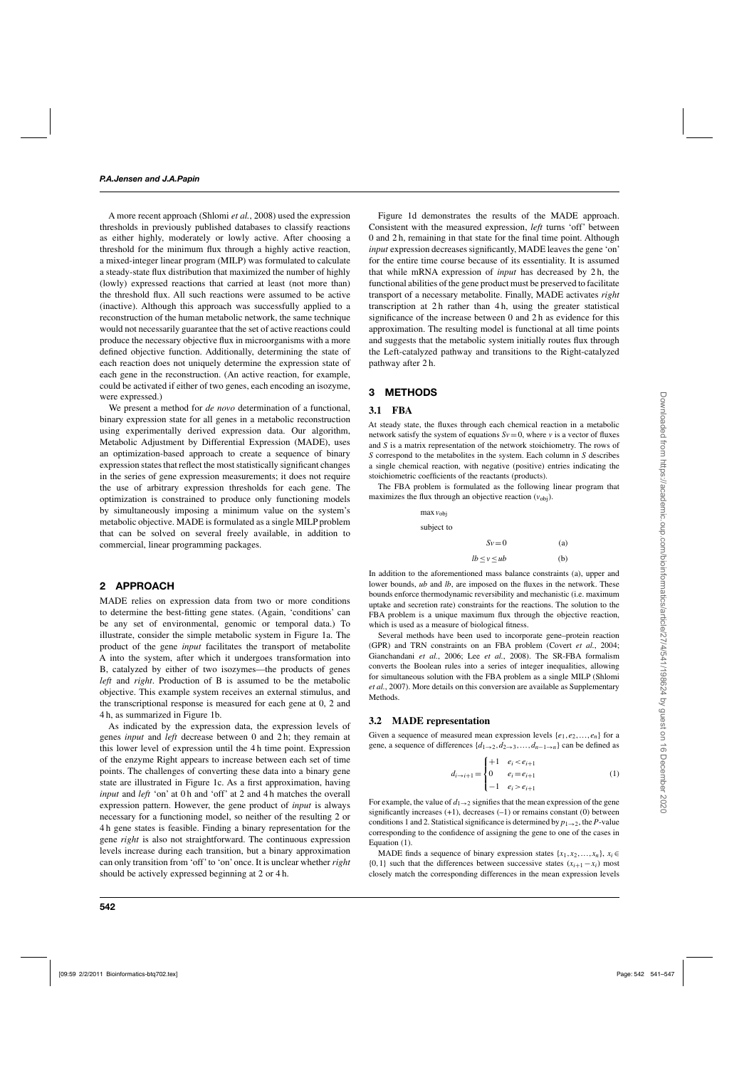A more recent approach (Shlomi *et al.*, 2008) used the expression thresholds in previously published databases to classify reactions as either highly, moderately or lowly active. After choosing a threshold for the minimum flux through a highly active reaction, a mixed-integer linear program (MILP) was formulated to calculate a steady-state flux distribution that maximized the number of highly (lowly) expressed reactions that carried at least (not more than) the threshold flux. All such reactions were assumed to be active (inactive). Although this approach was successfully applied to a reconstruction of the human metabolic network, the same technique would not necessarily guarantee that the set of active reactions could produce the necessary objective flux in microorganisms with a more defined objective function. Additionally, determining the state of each reaction does not uniquely determine the expression state of each gene in the reconstruction. (An active reaction, for example, could be activated if either of two genes, each encoding an isozyme, were expressed.)

We present a method for *de novo* determination of a functional, binary expression state for all genes in a metabolic reconstruction using experimentally derived expression data. Our algorithm, Metabolic Adjustment by Differential Expression (MADE), uses an optimization-based approach to create a sequence of binary expression states that reflect the most statistically significant changes in the series of gene expression measurements; it does not require the use of arbitrary expression thresholds for each gene. The optimization is constrained to produce only functioning models by simultaneously imposing a minimum value on the system's metabolic objective. MADE is formulated as a single MILP problem that can be solved on several freely available, in addition to commercial, linear programming packages.

## 2 APPROACH

MADE relies on expression data from two or more conditions to determine the best-fitting gene states. (Again, 'conditions' can be any set of environmental, genomic or temporal data.) To illustrate, consider the simple metabolic system in Figure 1a. The product of the gene *input* facilitates the transport of metabolite A into the system, after which it undergoes transformation into B, catalyzed by either of two isozymes—the products of genes *left* and *right*. Production of B is assumed to be the metabolic objective. This example system receives an external stimulus, and the transcriptional response is measured for each gene at 0, 2 and 4 h, as summarized in Figure 1b.

As indicated by the expression data, the expression levels of genes *input* and *left* decrease between 0 and 2 h; they remain at this lower level of expression until the 4 h time point. Expression of the enzyme Right appears to increase between each set of time points. The challenges of converting these data into a binary gene state are illustrated in Figure 1c. As a first approximation, having *input* and *left* 'on' at 0 h and 'off' at 2 and 4 h matches the overall expression pattern. However, the gene product of *input* is always necessary for a functioning model, so neither of the resulting 2 or 4 h gene states is feasible. Finding a binary representation for the gene *right* is also not straightforward. The continuous expression levels increase during each transition, but a binary approximation can only transition from 'off' to 'on' once. It is unclear whether *right* should be actively expressed beginning at 2 or 4 h.

Figure 1d demonstrates the results of the MADE approach. Consistent with the measured expression, *left* turns 'off' between 0 and 2 h, remaining in that state for the final time point. Although *input* expression decreases significantly, MADE leaves the gene 'on' for the entire time course because of its essentiality. It is assumed that while mRNA expression of *input* has decreased by 2 h, the functional abilities of the gene product must be preserved to facilitate transport of a necessary metabolite. Finally, MADE activates *right* transcription at 2 h rather than 4 h, using the greater statistical significance of the increase between 0 and 2 h as evidence for this approximation. The resulting model is functional at all time points and suggests that the metabolic system initially routes flux through the Left-catalyzed pathway and transitions to the Right-catalyzed pathway after 2 h.

## 3 METHODS

### 3.1 FBA

At steady state, the fluxes through each chemical reaction in a metabolic network satisfy the system of equations $Sv=0$, where $v$ is a vector of fluxes and $S$ is a matrix representation of the network stoichiometry. The rows of $S$ correspond to the metabolites in the system. Each column in $S$ describes a single chemical reaction, with negative (positive) entries indicating the stoichiometric coefficients of the reactants (products).

The FBA problem is formulated as the following linear program that maximizes the flux through an objective reaction ($v_{\text{obj}}$).

$$\max v_{\text{obj}}$$

subject to

$$Sv=0 \qquad \text{(a)}$$

$$lb \le v \le ub \qquad \text{(b)}$$

In addition to the aforementioned mass balance constraints (a), upper and lower bounds, $ub$ and $lb$, are imposed on the fluxes in the network. These bounds enforce thermodynamic reversibility and mechanistic (i.e. maximum uptake and secretion rate) constraints for the reactions. The solution to the FBA problem is a unique maximum flux through the objective reaction, which is used as a measure of biological fitness.

Several methods have been used to incorporate gene–protein reaction (GPR) and TRN constraints on an FBA problem (Covert *et al.*, 2004; Gianchandani *et al.*, 2006; Lee *et al.*, 2008). The SR-FBA formalism converts the Boolean rules into a series of integer inequalities, allowing for simultaneous solution with the FBA problem as a single MILP (Shlomi *et al.*, 2007). More details on this conversion are available as Supplementary Methods.

### 3.2 MADE representation

Given a sequence of measured mean expression levels $\{e_1, e_2, \ldots, e_n\}$ for a gene, a sequence of differences $\{d_{1\to 2}, d_{2\to 3}, \ldots, d_{n-1\to n}\}$ can be defined as

$$d_{i\to i+1} = \begin{cases} +1 & e_i < e_{i+1} \\ 0 & e_i = e_{i+1} \\ -1 & e_i > e_{i+1} \end{cases} \qquad (1)$$

For example, the value of $d_{1\to 2}$ signifies that the mean expression of the gene significantly increases (+1), decreases (–1) or remains constant (0) between conditions 1 and 2. Statistical significance is determined by $p_{1\to 2}$, the $P$-value corresponding to the confidence of assigning the gene to one of the cases in Equation (1).

MADE finds a sequence of binary expression states $\{x_1, x_2, \ldots, x_n\}$, $x_i \in \{0,1\}$ such that the differences between successive states $(x_{i+1} - x_i)$ most closely match the corresponding differences in the mean expression levels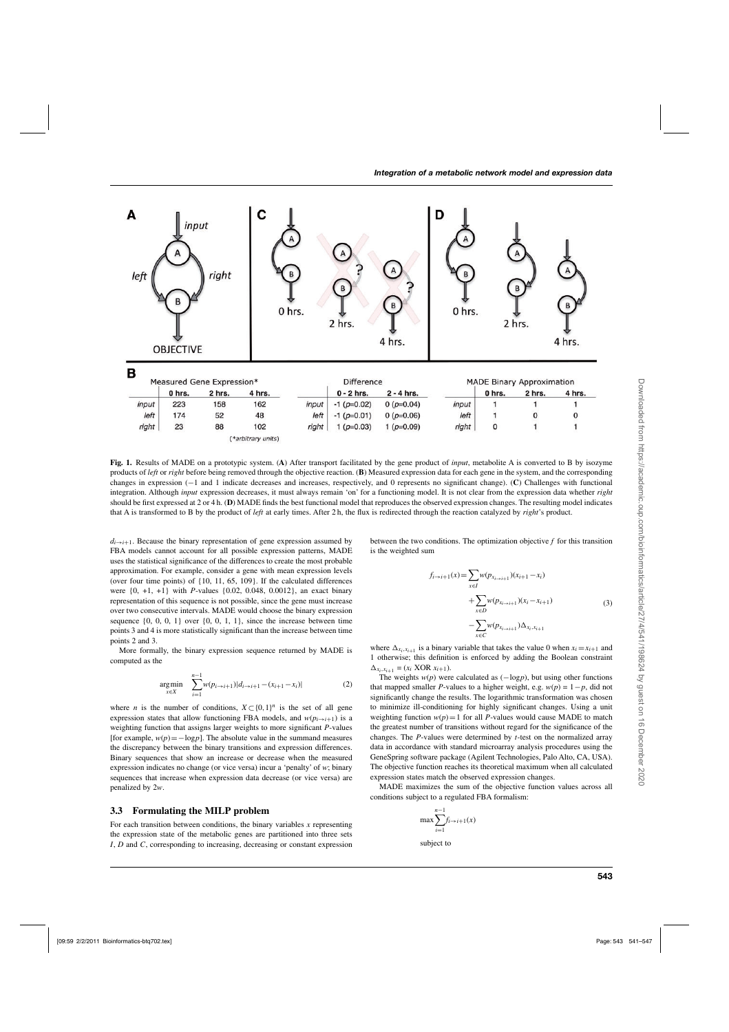| | Measured Gene Expression* | | | | Difference | | | MADE Binary Approximation | | |
|---|---|---|---|---|---|---|---|---|---|---|
| | 0 hrs. | 2 hrs. | 4 hrs. | | 0 - 2 hrs. | 2 - 4 hrs. | | 0 hrs. | 2 hrs. | 4 hrs. |
| *input* | 223 | 158 | 162 | *input* | -1 ($p$=0.02) | 0 ($p$=0.04) | *input* | 1 | 1 | 1 |
| *left* | 174 | 52 | 48 | *left* | -1 ($p$=0.01) | 0 ($p$=0.06) | *left* | 1 | 0 | 0 |
| *right* | 23 | 88 | 102 | *right* | 1 ($p$=0.03) | 1 ($p$=0.09) | *right* | 0 | 1 | 1 |

(*arbitrary units)

**Fig. 1.** Results of MADE on a prototypic system. (**A**) After transport facilitated by the gene product of *input*, metabolite A is converted to B by isozyme products of *left* or *right* before being removed through the objective reaction. (**B**) Measured expression data for each gene in the system, and the corresponding changes in expression (−1 and 1 indicate decreases and increases, respectively, and 0 represents no significant change). (**C**) Challenges with functional integration. Although *input* expression decreases, it must always remain 'on' for a functioning model. It is not clear from the expression data whether *right* should be first expressed at 2 or 4 h. (**D**) MADE finds the best functional model that reproduces the observed expression changes. The resulting model indicates that A is transformed to B by the product of *left* at early times. After 2 h, the flux is redirected through the reaction catalyzed by *right*'s product.

$d_{i\rightarrow i+1}$. Because the binary representation of gene expression assumed by FBA models cannot account for all possible expression patterns, MADE uses the statistical significance of the differences to create the most probable approximation. For example, consider a gene with mean expression levels (over four time points) of {10, 11, 65, 109}. If the calculated differences were {0, +1, +1} with *P*-values {0.02, 0.048, 0.0012}, an exact binary representation of this sequence is not possible, since the gene must increase over two consecutive intervals. MADE would choose the binary expression sequence {0, 0, 0, 1} over {0, 0, 1, 1}, since the increase between time points 3 and 4 is more statistically significant than the increase between time points 2 and 3.

More formally, the binary expression sequence returned by MADE is computed as the

$$\underset{x\in X}{\arg\min} \quad \sum_{i=1}^{n-1} w(p_{i\rightarrow i+1})|d_{i\rightarrow i+1}-(x_{i+1}-x_i)| \tag{2}$$

where $n$ is the number of conditions, $X\subset\{0,1\}^n$ is the set of all gene expression states that allow functioning FBA models, and $w(p_{i\rightarrow i+1})$ is a weighting function that assigns larger weights to more significant *P*-values [for example, $w(p)=-\log p$]. The absolute value in the summand measures the discrepancy between the binary transitions and expression differences. Binary sequences that show an increase or decrease when the measured expression indicates no change (or vice versa) incur a 'penalty' of $w$; binary sequences that increase when expression data decrease (or vice versa) are penalized by $2w$.

### 3.3 Formulating the MILP problem

For each transition between conditions, the binary variables $x$ representing the expression state of the metabolic genes are partitioned into three sets $I$, $D$ and $C$, corresponding to increasing, decreasing or constant expression between the two conditions. The optimization objective $f$ for this transition is the weighted sum

$$\begin{aligned} f_{i\rightarrow i+1}(x) = & \sum_{x\in I} w(p_{x_{i\rightarrow i+1}})(x_{i+1}-x_i) \\ & + \sum_{x\in D} w(p_{x_{i\rightarrow i+1}})(x_i-x_{i+1}) \\ & - \sum_{x\in C} w(p_{x_{i\rightarrow i+1}})\Delta_{x_i,x_{i+1}} \end{aligned} \tag{3}$$

where $\Delta_{x_i,x_{i+1}}$ is a binary variable that takes the value 0 when $x_i = x_{i+1}$ and 1 otherwise; this definition is enforced by adding the Boolean constraint $\Delta_{x_i,x_{i+1}} = (x_i \text{ XOR } x_{i+1})$.

The weights $w(p)$ were calculated as $(-\log p)$, but using other functions that mapped smaller *P*-values to a higher weight, e.g. $w(p) = 1-p$, did not significantly change the results. The logarithmic transformation was chosen to minimize ill-conditioning for highly significant changes. Using a unit weighting function $w(p)=1$ for all *P*-values would cause MADE to match the greatest number of transitions without regard for the significance of the changes. The *P*-values were determined by *t*-test on the normalized array data in accordance with standard microarray analysis procedures using the GeneSpring software package (Agilent Technologies, Palo Alto, CA, USA). The objective function reaches its theoretical maximum when all calculated expression states match the observed expression changes.

MADE maximizes the sum of the objective function values across all conditions subject to a regulated FBA formalism:

$$\max \sum_{i=1}^{n-1} f_{i\rightarrow i+1}(x)$$

subject to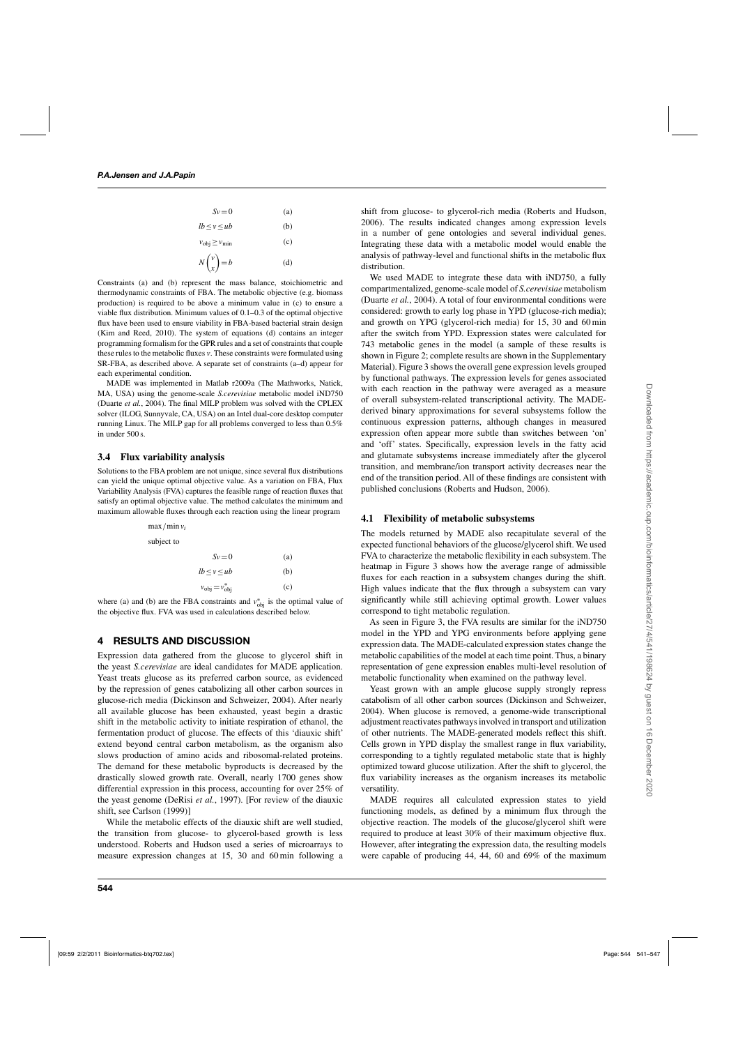$$
\begin{aligned}
&Sv = 0 && \text{(a)}\\
&lb \leq v \leq ub && \text{(b)}\\
&v_{\mathrm{obj}} \geq v_{\mathrm{min}} && \text{(c)}\\
&N\begin{pmatrix} v \\ x \end{pmatrix} = b && \text{(d)}
\end{aligned}
$$

Constraints (a) and (b) represent the mass balance, stoichiometric and thermodynamic constraints of FBA. The metabolic objective (e.g. biomass production) is required to be above a minimum value in (c) to ensure a viable flux distribution. Minimum values of 0.1–0.3 of the optimal objective flux have been used to ensure viability in FBA-based bacterial strain design (Kim and Reed, 2010). The system of equations (d) contains an integer programming formalism for the GPR rules and a set of constraints that couple these rules to the metabolic fluxes $v$. These constraints were formulated using SR-FBA, as described above. A separate set of constraints (a–d) appear for each experimental condition.

MADE was implemented in Matlab r2009a (The Mathworks, Natick, MA, USA) using the genome-scale *S.cerevisiae* metabolic model iND750 (Duarte *et al.*, 2004). The final MILP problem was solved with the CPLEX solver (ILOG, Sunnyvale, CA, USA) on an Intel dual-core desktop computer running Linux. The MILP gap for all problems converged to less than 0.5% in under 500 s.

### 3.4 Flux variability analysis

Solutions to the FBA problem are not unique, since several flux distributions can yield the unique optimal objective value. As a variation on FBA, Flux Variability Analysis (FVA) captures the feasible range of reaction fluxes that satisfy an optimal objective value. The method calculates the minimum and maximum allowable fluxes through each reaction using the linear program

$$\max/\min v_i$$

subject to

$$
\begin{aligned}
&Sv = 0 && \text{(a)}\\
&lb \leq v \leq ub && \text{(b)}\\
&v_{\mathrm{obj}} = v^{*}_{\mathrm{obj}} && \text{(c)}
\end{aligned}
$$

where (a) and (b) are the FBA constraints and $v^{*}_{\mathrm{obj}}$ is the optimal value of the objective flux. FVA was used in calculations described below.

## 4 RESULTS AND DISCUSSION

Expression data gathered from the glucose to glycerol shift in the yeast *S.cerevisiae* are ideal candidates for MADE application. Yeast treats glucose as its preferred carbon source, as evidenced by the repression of genes catabolizing all other carbon sources in glucose-rich media (Dickinson and Schweizer, 2004). After nearly all available glucose has been exhausted, yeast begin a drastic shift in the metabolic activity to initiate respiration of ethanol, the fermentation product of glucose. The effects of this 'diauxic shift' extend beyond central carbon metabolism, as the organism also slows production of amino acids and ribosomal-related proteins. The demand for these metabolic byproducts is decreased by the drastically slowed growth rate. Overall, nearly 1700 genes show differential expression in this process, accounting for over 25% of the yeast genome (DeRisi *et al.*, 1997). [For review of the diauxic shift, see Carlson (1999)]

While the metabolic effects of the diauxic shift are well studied, the transition from glucose- to glycerol-based growth is less understood. Roberts and Hudson used a series of microarrays to measure expression changes at 15, 30 and 60 min following a shift from glucose- to glycerol-rich media (Roberts and Hudson, 2006). The results indicated changes among expression levels in a number of gene ontologies and several individual genes. Integrating these data with a metabolic model would enable the analysis of pathway-level and functional shifts in the metabolic flux distribution.

We used MADE to integrate these data with iND750, a fully compartmentalized, genome-scale model of *S.cerevisiae* metabolism (Duarte *et al.*, 2004). A total of four environmental conditions were considered: growth to early log phase in YPD (glucose-rich media); and growth on YPG (glycerol-rich media) for 15, 30 and 60 min after the switch from YPD. Expression states were calculated for 743 metabolic genes in the model (a sample of these results is shown in Figure 2; complete results are shown in the Supplementary Material). Figure 3 shows the overall gene expression levels grouped by functional pathways. The expression levels for genes associated with each reaction in the pathway were averaged as a measure of overall subsystem-related transcriptional activity. The MADE-derived binary approximations for several subsystems follow the continuous expression patterns, although changes in measured expression often appear more subtle than switches between 'on' and 'off' states. Specifically, expression levels in the fatty acid and glutamate subsystems increase immediately after the glycerol transition, and membrane/ion transport activity decreases near the end of the transition period. All of these findings are consistent with published conclusions (Roberts and Hudson, 2006).

### 4.1 Flexibility of metabolic subsystems

The models returned by MADE also recapitulate several of the expected functional behaviors of the glucose/glycerol shift. We used FVA to characterize the metabolic flexibility in each subsystem. The heatmap in Figure 3 shows how the average range of admissible fluxes for each reaction in a subsystem changes during the shift. High values indicate that the flux through a subsystem can vary significantly while still achieving optimal growth. Lower values correspond to tight metabolic regulation.

As seen in Figure 3, the FVA results are similar for the iND750 model in the YPD and YPG environments before applying gene expression data. The MADE-calculated expression states change the metabolic capabilities of the model at each time point. Thus, a binary representation of gene expression enables multi-level resolution of metabolic functionality when examined on the pathway level.

Yeast grown with an ample glucose supply strongly repress catabolism of all other carbon sources (Dickinson and Schweizer, 2004). When glucose is removed, a genome-wide transcriptional adjustment reactivates pathways involved in transport and utilization of other nutrients. The MADE-generated models reflect this shift. Cells grown in YPD display the smallest range in flux variability, corresponding to a tightly regulated metabolic state that is highly optimized toward glucose utilization. After the shift to glycerol, the flux variability increases as the organism increases its metabolic versatility.

MADE requires all calculated expression states to yield functioning models, as defined by a minimum flux through the objective reaction. The models of the glucose/glycerol shift were required to produce at least 30% of their maximum objective flux. However, after integrating the expression data, the resulting models were capable of producing 44, 44, 60 and 69% of the maximum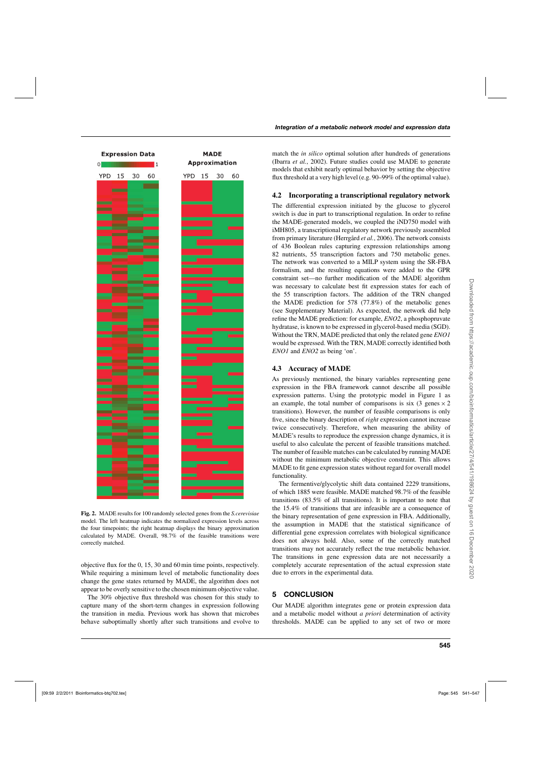Fig. 2. MADE results for 100 randomly selected genes from the *S.cerevisiae* model. The left heatmap indicates the normalized expression levels across the four timepoints; the right heatmap displays the binary approximation calculated by MADE. Overall, 98.7% of the feasible transitions were correctly matched.

objective flux for the 0, 15, 30 and 60 min time points, respectively. While requiring a minimum level of metabolic functionality does change the gene states returned by MADE, the algorithm does not appear to be overly sensitive to the chosen minimum objective value.

The 30% objective flux threshold was chosen for this study to capture many of the short-term changes in expression following the transition in media. Previous work has shown that microbes behave suboptimally shortly after such transitions and evolve to match the *in silico* optimal solution after hundreds of generations (Ibarra *et al.*, 2002). Future studies could use MADE to generate models that exhibit nearly optimal behavior by setting the objective flux threshold at a very high level (e.g. 90–99% of the optimal value).

### 4.2 Incorporating a transcriptional regulatory network

The differential expression initiated by the glucose to glycerol switch is due in part to transcriptional regulation. In order to refine the MADE-generated models, we coupled the iND750 model with iMH805, a transcriptional regulatory network previously assembled from primary literature (Herrgård *et al.*, 2006). The network consists of 436 Boolean rules capturing expression relationships among 82 nutrients, 55 transcription factors and 750 metabolic genes. The network was converted to a MILP system using the SR-FBA formalism, and the resulting equations were added to the GPR constraint set—no further modification of the MADE algorithm was necessary to calculate best fit expression states for each of the 55 transcription factors. The addition of the TRN changed the MADE prediction for 578 (77.8%) of the metabolic genes (see Supplementary Material). As expected, the network did help refine the MADE prediction: for example, *ENO2*, a phosphopruvate hydratase, is known to be expressed in glycerol-based media (SGD). Without the TRN, MADE predicted that only the related gene *ENO1* would be expressed. With the TRN, MADE correctly identified both *ENO1* and *ENO2* as being 'on'.

### 4.3 Accuracy of MADE

As previously mentioned, the binary variables representing gene expression in the FBA framework cannot describe all possible expression patterns. Using the prototypic model in Figure 1 as an example, the total number of comparisons is six (3 genes $\times$ 2 transitions). However, the number of feasible comparisons is only five, since the binary description of *right* expression cannot increase twice consecutively. Therefore, when measuring the ability of MADE's results to reproduce the expression change dynamics, it is useful to also calculate the percent of feasible transitions matched. The number of feasible matches can be calculated by running MADE without the minimum metabolic objective constraint. This allows MADE to fit gene expression states without regard for overall model functionality.

The fermentive/glycolytic shift data contained 2229 transitions, of which 1885 were feasible. MADE matched 98.7% of the feasible transitions (83.5% of all transitions). It is important to note that the 15.4% of transitions that are infeasible are a consequence of the binary representation of gene expression in FBA. Additionally, the assumption in MADE that the statistical significance of differential gene expression correlates with biological significance does not always hold. Also, some of the correctly matched transitions may not accurately reflect the true metabolic behavior. The transitions in gene expression data are not necessarily a completely accurate representation of the actual expression state due to errors in the experimental data.

## 5 CONCLUSION

Our MADE algorithm integrates gene or protein expression data and a metabolic model without *a priori* determination of activity thresholds. MADE can be applied to any set of two or more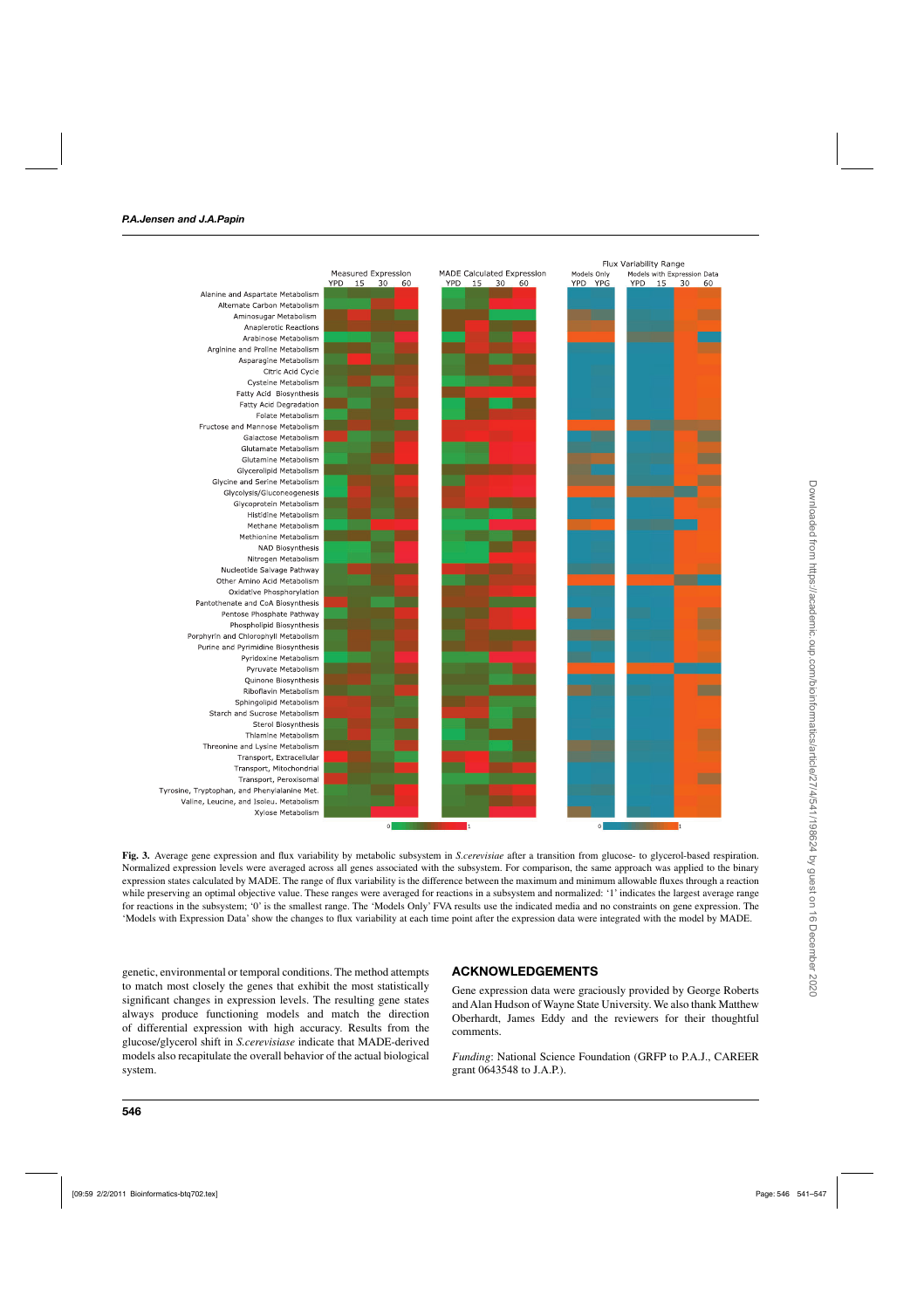**Fig. 3.** Average gene expression and flux variability by metabolic subsystem in *S.cerevisiae* after a transition from glucose- to glycerol-based respiration. Normalized expression levels were averaged across all genes associated with the subsystem. For comparison, the same approach was applied to the binary expression states calculated by MADE. The range of flux variability is the difference between the maximum and minimum allowable fluxes through a reaction while preserving an optimal objective value. These ranges were averaged for reactions in a subsystem and normalized: '1' indicates the largest average range for reactions in the subsystem; '0' is the smallest range. The 'Models Only' FVA results use the indicated media and no constraints on gene expression. The 'Models with Expression Data' show the changes to flux variability at each time point after the expression data were integrated with the model by MADE.

genetic, environmental or temporal conditions. The method attempts to match most closely the genes that exhibit the most statistically significant changes in expression levels. The resulting gene states always produce functioning models and match the direction of differential expression with high accuracy. Results from the glucose/glycerol shift in *S.cerevisiae* indicate that MADE-derived models also recapitulate the overall behavior of the actual biological system.

## ACKNOWLEDGEMENTS

Gene expression data were graciously provided by George Roberts and Alan Hudson of Wayne State University. We also thank Matthew Oberhardt, James Eddy and the reviewers for their thoughtful comments.

*Funding*: National Science Foundation (GRFP to P.A.J., CAREER grant 0643548 to J.A.P.).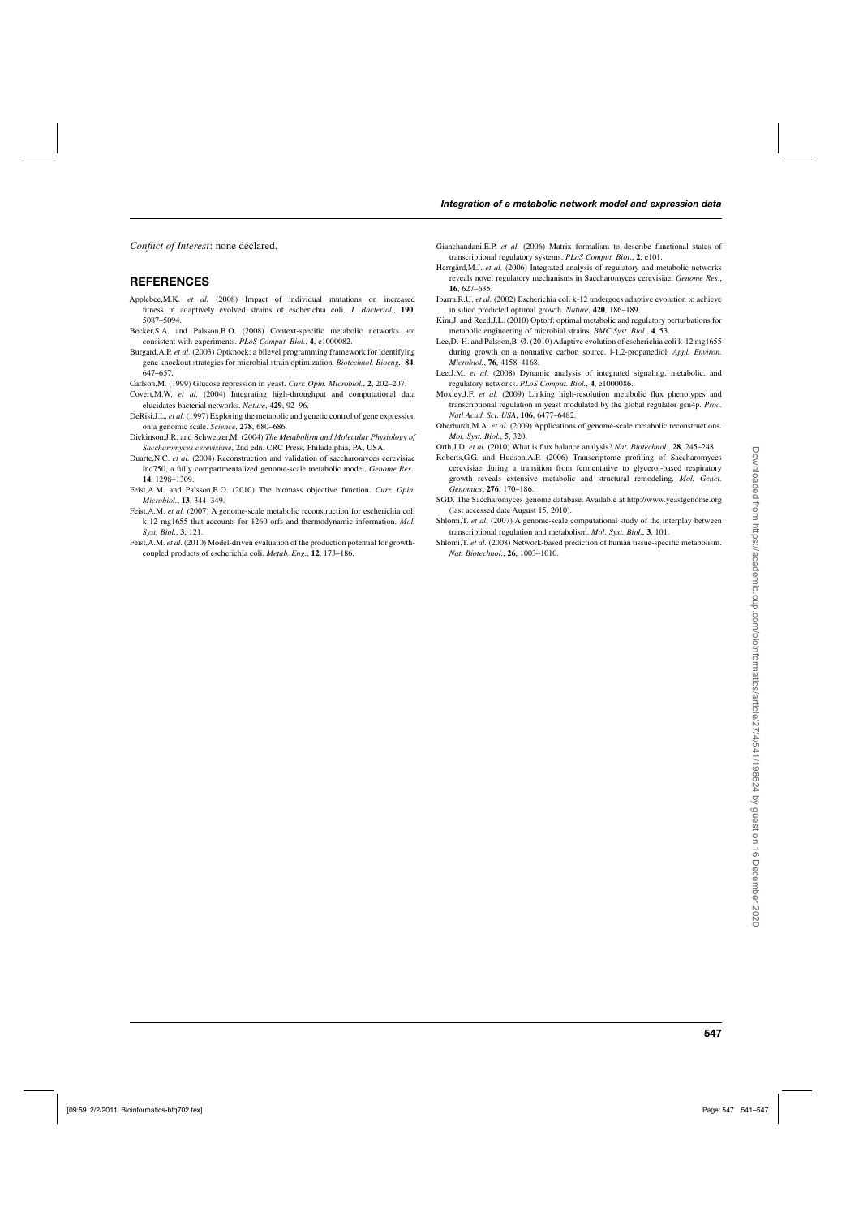*Conflict of Interest*: none declared.

## REFERENCES

Applebee,M.K. *et al.* (2008) Impact of individual mutations on increased fitness in adaptively evolved strains of escherichia coli. *J. Bacteriol.*, **190**, 5087–5094.

Becker,S.A. and Palsson,B.O. (2008) Context-specific metabolic networks are consistent with experiments. *PLoS Comput. Biol.*, **4**, e1000082.

Burgard,A.P. *et al.* (2003) Optknock: a bilevel programming framework for identifying gene knockout strategies for microbial strain optimization. *Biotechnol. Bioeng.*, **84**, 647–657.

Carlson,M. (1999) Glucose repression in yeast. *Curr. Opin. Microbiol.*, **2**, 202–207.

Covert,M.W. *et al.* (2004) Integrating high-throughput and computational data elucidates bacterial networks. *Nature*, **429**, 92–96.

DeRisi,J.L. *et al.* (1997) Exploring the metabolic and genetic control of gene expression on a genomic scale. *Science*, **278**, 680–686.

Dickinson,J.R. and Schweizer,M. (2004) *The Metabolism and Molecular Physiology of Saccharomyces cerevisiase*, 2nd edn. CRC Press, Philadelphia, PA, USA.

Duarte,N.C. *et al.* (2004) Reconstruction and validation of saccharomyces cerevisiae ind750, a fully compartmentalized genome-scale metabolic model. *Genome Res.*, **14**, 1298–1309.

Feist,A.M. and Palsson,B.O. (2010) The biomass objective function. *Curr. Opin. Microbiol.*, **13**, 344–349.

Feist,A.M. *et al.* (2007) A genome-scale metabolic reconstruction for escherichia coli k-12 mg1655 that accounts for 1260 orfs and thermodynamic information. *Mol. Syst. Biol.*, **3**, 121.

Feist,A.M. *et al.* (2010) Model-driven evaluation of the production potential for growth-coupled products of escherichia coli. *Metab. Eng.*, **12**, 173–186.

Gianchandani,E.P. *et al.* (2006) Matrix formalism to describe functional states of transcriptional regulatory systems. *PLoS Comput. Biol.*, **2**, e101.

Herrgård,M.J. *et al.* (2006) Integrated analysis of regulatory and metabolic networks reveals novel regulatory mechanisms in Saccharomyces cerevisiae. *Genome Res.*, **16**, 627–635.

Ibarra,R.U. *et al.* (2002) Escherichia coli k-12 undergoes adaptive evolution to achieve in silico predicted optimal growth. *Nature*, **420**, 186–189.

Kim,J. and Reed,J.L. (2010) Optorf: optimal metabolic and regulatory perturbations for metabolic engineering of microbial strains. *BMC Syst. Biol.*, **4**, 53.

Lee,D.-H. and Palsson,B. Ø. (2010) Adaptive evolution of escherichia coli k-12 mg1655 during growth on a nonnative carbon source, l-1,2-propanediol. *Appl. Environ. Microbiol.*, **76**, 4158–4168.

Lee,J.M. *et al.* (2008) Dynamic analysis of integrated signaling, metabolic, and regulatory networks. *PLoS Comput. Biol.*, **4**, e1000086.

Moxley,J.F. *et al.* (2009) Linking high-resolution metabolic flux phenotypes and transcriptional regulation in yeast modulated by the global regulator gcn4p. *Proc. Natl Acad. Sci. USA*, **106**, 6477–6482.

Oberhardt,M.A. *et al.* (2009) Applications of genome-scale metabolic reconstructions. *Mol. Syst. Biol.*, **5**, 320.

Orth,J.D. *et al.* (2010) What is flux balance analysis? *Nat. Biotechnol.*, **28**, 245–248.

Roberts,G.G. and Hudson,A.P. (2006) Transcriptome profiling of Saccharomyces cerevisiae during a transition from fermentative to glycerol-based respiratory growth reveals extensive metabolic and structural remodeling. *Mol. Genet. Genomics*, **276**, 170–186.

SGD. The Saccharomyces genome database. Available at http://www.yeastgenome.org (last accessed date August 15, 2010).

Shlomi,T. *et al.* (2007) A genome-scale computational study of the interplay between transcriptional regulation and metabolism. *Mol. Syst. Biol.*, **3**, 101.

Shlomi,T. *et al.* (2008) Network-based prediction of human tissue-specific metabolism. *Nat. Biotechnol.*, **26**, 1003–1010.